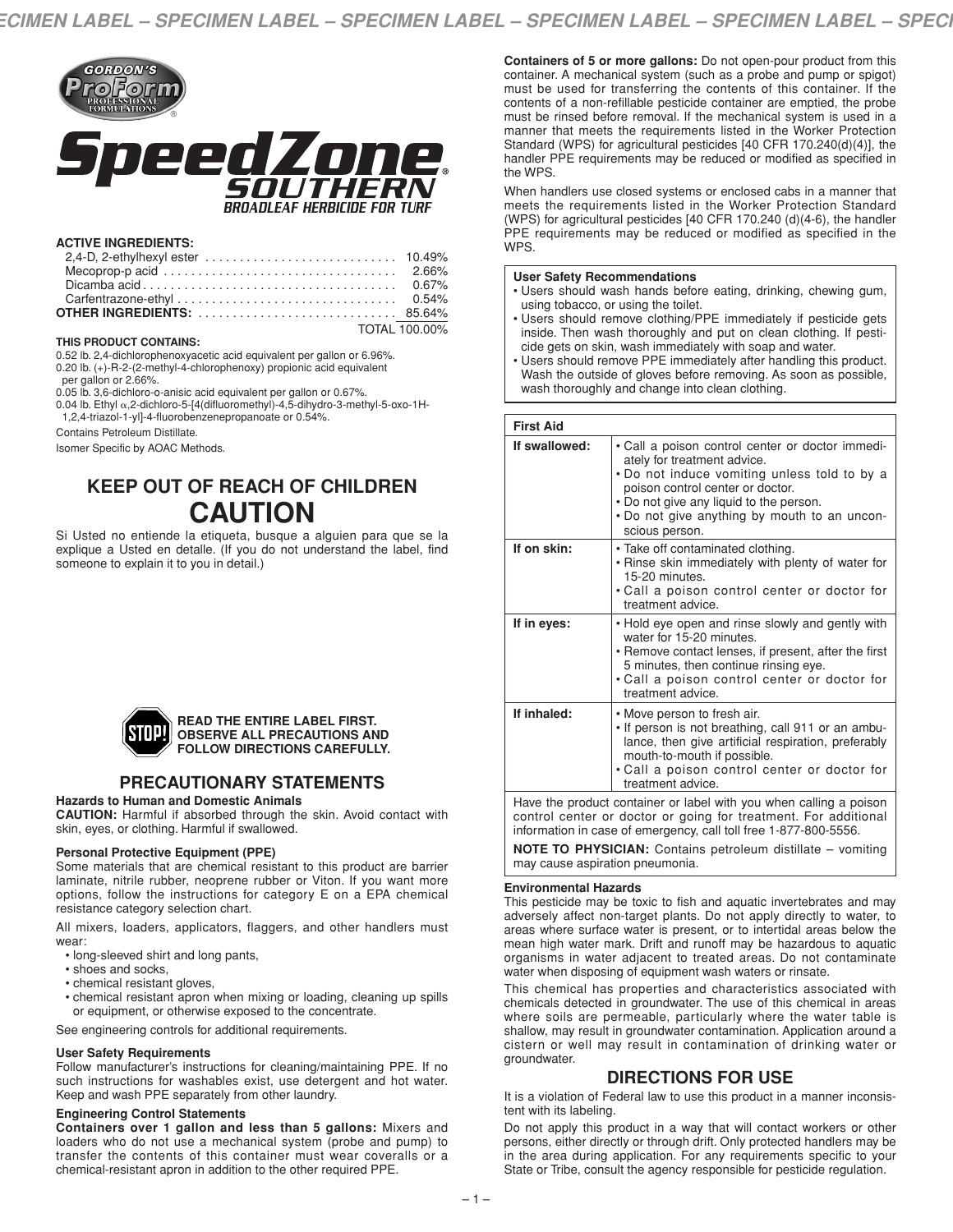# SpeedZone® SOUTHERN

## BROADLEAF HERBICIDE FOR TURF

GORDON'S ProForm® PROFESSIONAL FORMULATIONS

**ACTIVE INGREDIENTS:**

| | |
|---|---|
| 2,4-D, 2-ethylhexyl ester | 10.49% |
| Mecoprop-p acid | 2.66% |
| Dicamba acid | 0.67% |
| Carfentrazone-ethyl | 0.54% |
| **OTHER INGREDIENTS:** | 85.64% |
| | TOTAL 100.00% |

**THIS PRODUCT CONTAINS:**

0.52 lb. 2,4-dichlorophenoxyacetic acid equivalent per gallon or 6.96%.
0.20 lb. (+)-R-2-(2-methyl-4-chlorophenoxy) propionic acid equivalent per gallon or 2.66%.
0.05 lb. 3,6-dichloro-o-anisic acid equivalent per gallon or 0.67%.
0.04 lb. Ethyl α,2-dichloro-5-[4(difluoromethyl)-4,5-dihydro-3-methyl-5-oxo-1H-1,2,4-triazol-1-yl]-4-fluorobenzenepropanoate or 0.54%.

Contains Petroleum Distillate.

Isomer Specific by AOAC Methods.

## KEEP OUT OF REACH OF CHILDREN
# CAUTION

Si Usted no entiende la etiqueta, busque a alguien para que se la explique a Usted en detalle. (If you do not understand the label, find someone to explain it to you in detail.)

**STOP! READ THE ENTIRE LABEL FIRST. OBSERVE ALL PRECAUTIONS AND FOLLOW DIRECTIONS CAREFULLY.**

## PRECAUTIONARY STATEMENTS

### Hazards to Human and Domestic Animals

**CAUTION:** Harmful if absorbed through the skin. Avoid contact with skin, eyes, or clothing. Harmful if swallowed.

### Personal Protective Equipment (PPE)

Some materials that are chemical resistant to this product are barrier laminate, nitrile rubber, neoprene rubber or Viton. If you want more options, follow the instructions for category E on a EPA chemical resistance category selection chart.

All mixers, loaders, applicators, flaggers, and other handlers must wear:

- long-sleeved shirt and long pants,
- shoes and socks,
- chemical resistant gloves,
- chemical resistant apron when mixing or loading, cleaning up spills or equipment, or otherwise exposed to the concentrate.

See engineering controls for additional requirements.

### User Safety Requirements

Follow manufacturer's instructions for cleaning/maintaining PPE. If no such instructions for washables exist, use detergent and hot water. Keep and wash PPE separately from other laundry.

### Engineering Control Statements

**Containers over 1 gallon and less than 5 gallons:** Mixers and loaders who do not use a mechanical system (probe and pump) to transfer the contents of this container must wear coveralls or a chemical-resistant apron in addition to the other required PPE.

**Containers of 5 or more gallons:** Do not open-pour product from this container. A mechanical system (such as a probe and pump or spigot) must be used for transferring the contents of this container. If the contents of a non-refillable pesticide container are emptied, the probe must be rinsed before removal. If the mechanical system is used in a manner that meets the requirements listed in the Worker Protection Standard (WPS) for agricultural pesticides [40 CFR 170.240(d)(4)], the handler PPE requirements may be reduced or modified as specified in the WPS.

When handlers use closed systems or enclosed cabs in a manner that meets the requirements listed in the Worker Protection Standard (WPS) for agricultural pesticides [40 CFR 170.240 (d)(4-6), the handler PPE requirements may be reduced or modified as specified in the WPS.

### User Safety Recommendations

- Users should wash hands before eating, drinking, chewing gum, using tobacco, or using the toilet.
- Users should remove clothing/PPE immediately if pesticide gets inside. Then wash thoroughly and put on clean clothing. If pesticide gets on skin, wash immediately with soap and water.
- Users should remove PPE immediately after handling this product. Wash the outside of gloves before removing. As soon as possible, wash thoroughly and change into clean clothing.

| First Aid | |
|---|---|
| **If swallowed:** | • Call a poison control center or doctor immediately for treatment advice. • Do not induce vomiting unless told to by a poison control center or doctor. • Do not give any liquid to the person. • Do not give anything by mouth to an unconscious person. |
| **If on skin:** | • Take off contaminated clothing. • Rinse skin immediately with plenty of water for 15-20 minutes. • Call a poison control center or doctor for treatment advice. |
| **If in eyes:** | • Hold eye open and rinse slowly and gently with water for 15-20 minutes. • Remove contact lenses, if present, after the first 5 minutes, then continue rinsing eye. • Call a poison control center or doctor for treatment advice. |
| **If inhaled:** | • Move person to fresh air. • If person is not breathing, call 911 or an ambulance, then give artificial respiration, preferably mouth-to-mouth if possible. • Call a poison control center or doctor for treatment advice. |

Have the product container or label with you when calling a poison control center or doctor or going for treatment. For additional information in case of emergency, call toll free 1-877-800-5556.

**NOTE TO PHYSICIAN:** Contains petroleum distillate – vomiting may cause aspiration pneumonia.

### Environmental Hazards

This pesticide may be toxic to fish and aquatic invertebrates and may adversely affect non-target plants. Do not apply directly to water, to areas where surface water is present, or to intertidal areas below the mean high water mark. Drift and runoff may be hazardous to aquatic organisms in water adjacent to treated areas. Do not contaminate water when disposing of equipment wash waters or rinsate.

This chemical has properties and characteristics associated with chemicals detected in groundwater. The use of this chemical in areas where soils are permeable, particularly where the water table is shallow, may result in groundwater contamination. Application around a cistern or well may result in contamination of drinking water or groundwater.

## DIRECTIONS FOR USE

It is a violation of Federal law to use this product in a manner inconsistent with its labeling.

Do not apply this product in a way that will contact workers or other persons, either directly or through drift. Only protected handlers may be in the area during application. For any requirements specific to your State or Tribe, consult the agency responsible for pesticide regulation.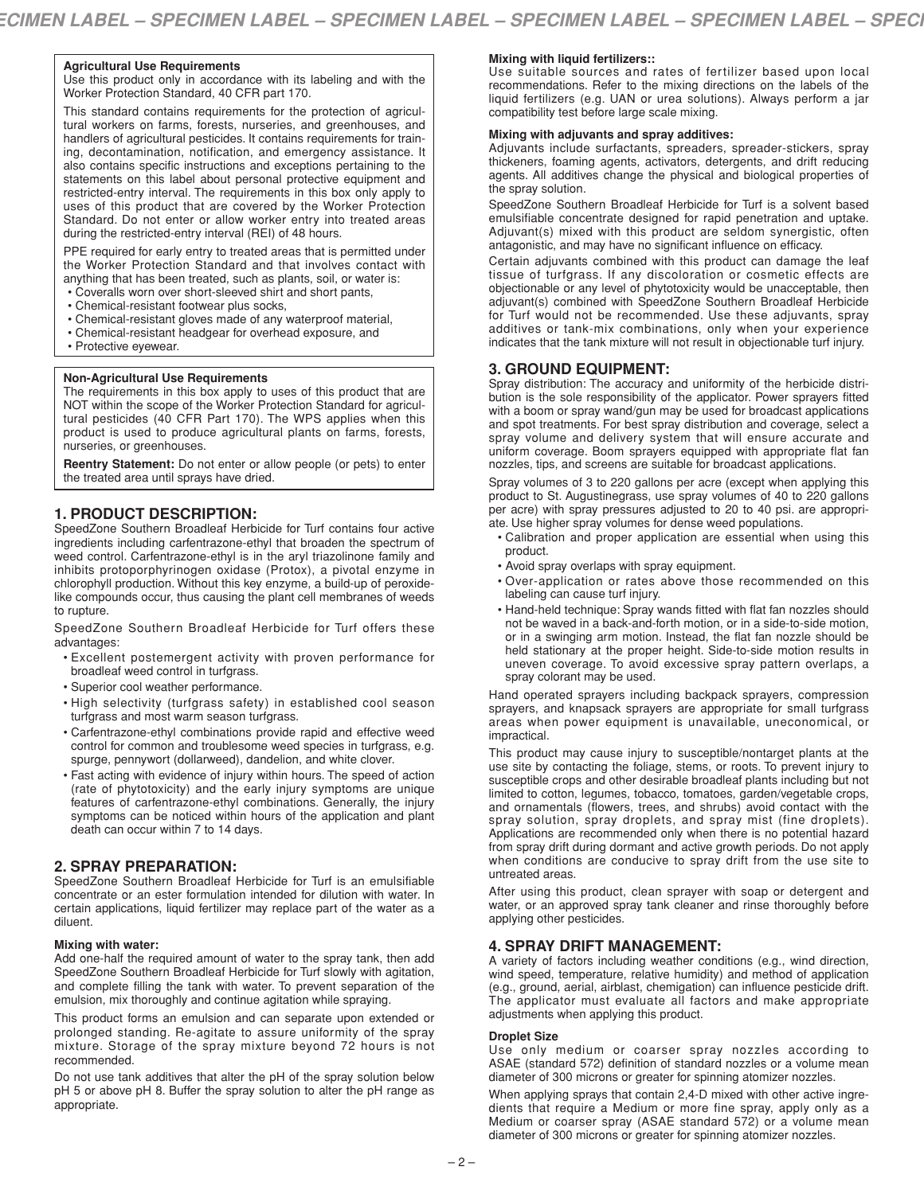### Agricultural Use Requirements

Use this product only in accordance with its labeling and with the Worker Protection Standard, 40 CFR part 170.

This standard contains requirements for the protection of agricultural workers on farms, forests, nurseries, and greenhouses, and handlers of agricultural pesticides. It contains requirements for training, decontamination, notification, and emergency assistance. It also contains specific instructions and exceptions pertaining to the statements on this label about personal protective equipment and restricted-entry interval. The requirements in this box only apply to uses of this product that are covered by the Worker Protection Standard. Do not enter or allow worker entry into treated areas during the restricted-entry interval (REI) of 48 hours.

PPE required for early entry to treated areas that is permitted under the Worker Protection Standard and that involves contact with anything that has been treated, such as plants, soil, or water is:
- Coveralls worn over short-sleeved shirt and short pants,
- Chemical-resistant footwear plus socks,
- Chemical-resistant gloves made of any waterproof material,
- Chemical-resistant headgear for overhead exposure, and
- Protective eyewear.

### Non-Agricultural Use Requirements

The requirements in this box apply to uses of this product that are NOT within the scope of the Worker Protection Standard for agricultural pesticides (40 CFR Part 170). The WPS applies when this product is used to produce agricultural plants on farms, forests, nurseries, or greenhouses.

**Reentry Statement:** Do not enter or allow people (or pets) to enter the treated area until sprays have dried.

## 1. PRODUCT DESCRIPTION:

SpeedZone Southern Broadleaf Herbicide for Turf contains four active ingredients including carfentrazone-ethyl that broaden the spectrum of weed control. Carfentrazone-ethyl is in the aryl triazolinone family and inhibits protoporphyrinogen oxidase (Protox), a pivotal enzyme in chlorophyll production. Without this key enzyme, a build-up of peroxide-like compounds occur, thus causing the plant cell membranes of weeds to rupture.

SpeedZone Southern Broadleaf Herbicide for Turf offers these advantages:
- Excellent postemergent activity with proven performance for broadleaf weed control in turfgrass.
- Superior cool weather performance.
- High selectivity (turfgrass safety) in established cool season turfgrass and most warm season turfgrass.
- Carfentrazone-ethyl combinations provide rapid and effective weed control for common and troublesome weed species in turfgrass, e.g. spurge, pennywort (dollarweed), dandelion, and white clover.
- Fast acting with evidence of injury within hours. The speed of action (rate of phytotoxicity) and the early injury symptoms are unique features of carfentrazone-ethyl combinations. Generally, the injury symptoms can be noticed within hours of the application and plant death can occur within 7 to 14 days.

## 2. SPRAY PREPARATION:

SpeedZone Southern Broadleaf Herbicide for Turf is an emulsifiable concentrate or an ester formulation intended for dilution with water. In certain applications, liquid fertilizer may replace part of the water as a diluent.

**Mixing with water:**

Add one-half the required amount of water to the spray tank, then add SpeedZone Southern Broadleaf Herbicide for Turf slowly with agitation, and complete filling the tank with water. To prevent separation of the emulsion, mix thoroughly and continue agitation while spraying.

This product forms an emulsion and can separate upon extended or prolonged standing. Re-agitate to assure uniformity of the spray mixture. Storage of the spray mixture beyond 72 hours is not recommended.

Do not use tank additives that alter the pH of the spray solution below pH 5 or above pH 8. Buffer the spray solution to alter the pH range as appropriate.

**Mixing with liquid fertilizers::**

Use suitable sources and rates of fertilizer based upon local recommendations. Refer to the mixing directions on the labels of the liquid fertilizers (e.g. UAN or urea solutions). Always perform a jar compatibility test before large scale mixing.

**Mixing with adjuvants and spray additives:**

Adjuvants include surfactants, spreaders, spreader-stickers, spray thickeners, foaming agents, activators, detergents, and drift reducing agents. All additives change the physical and biological properties of the spray solution.

SpeedZone Southern Broadleaf Herbicide for Turf is a solvent based emulsifiable concentrate designed for rapid penetration and uptake. Adjuvant(s) mixed with this product are seldom synergistic, often antagonistic, and may have no significant influence on efficacy.

Certain adjuvants combined with this product can damage the leaf tissue of turfgrass. If any discoloration or cosmetic effects are objectionable or any level of phytotoxicity would be unacceptable, then adjuvant(s) combined with SpeedZone Southern Broadleaf Herbicide for Turf would not be recommended. Use these adjuvants, spray additives or tank-mix combinations, only when your experience indicates that the tank mixture will not result in objectionable turf injury.

## 3. GROUND EQUIPMENT:

Spray distribution: The accuracy and uniformity of the herbicide distribution is the sole responsibility of the applicator. Power sprayers fitted with a boom or spray wand/gun may be used for broadcast applications and spot treatments. For best spray distribution and coverage, select a spray volume and delivery system that will ensure accurate and uniform coverage. Boom sprayers equipped with appropriate flat fan nozzles, tips, and screens are suitable for broadcast applications.

Spray volumes of 3 to 220 gallons per acre (except when applying this product to St. Augustinegrass, use spray volumes of 40 to 220 gallons per acre) with spray pressures adjusted to 20 to 40 psi. are appropriate. Use higher spray volumes for dense weed populations.
- Calibration and proper application are essential when using this product.
- Avoid spray overlaps with spray equipment.
- Over-application or rates above those recommended on this labeling can cause turf injury.
- Hand-held technique: Spray wands fitted with flat fan nozzles should not be waved in a back-and-forth motion, or in a side-to-side motion, or in a swinging arm motion. Instead, the flat fan nozzle should be held stationary at the proper height. Side-to-side motion results in uneven coverage. To avoid excessive spray pattern overlaps, a spray colorant may be used.

Hand operated sprayers including backpack sprayers, compression sprayers, and knapsack sprayers are appropriate for small turfgrass areas when power equipment is unavailable, uneconomical, or impractical.

This product may cause injury to susceptible/nontarget plants at the use site by contacting the foliage, stems, or roots. To prevent injury to susceptible crops and other desirable broadleaf plants including but not limited to cotton, legumes, tobacco, tomatoes, garden/vegetable crops, and ornamentals (flowers, trees, and shrubs) avoid contact with the spray solution, spray droplets, and spray mist (fine droplets). Applications are recommended only when there is no potential hazard from spray drift during dormant and active growth periods. Do not apply when conditions are conducive to spray drift from the use site to untreated areas.

After using this product, clean sprayer with soap or detergent and water, or an approved spray tank cleaner and rinse thoroughly before applying other pesticides.

## 4. SPRAY DRIFT MANAGEMENT:

A variety of factors including weather conditions (e.g., wind direction, wind speed, temperature, relative humidity) and method of application (e.g., ground, aerial, airblast, chemigation) can influence pesticide drift. The applicator must evaluate all factors and make appropriate adjustments when applying this product.

**Droplet Size**

Use only medium or coarser spray nozzles according to ASAE (standard 572) definition of standard nozzles or a volume mean diameter of 300 microns or greater for spinning atomizer nozzles.

When applying sprays that contain 2,4-D mixed with other active ingredients that require a Medium or more fine spray, apply only as a Medium or coarser spray (ASAE standard 572) or a volume mean diameter of 300 microns or greater for spinning atomizer nozzles.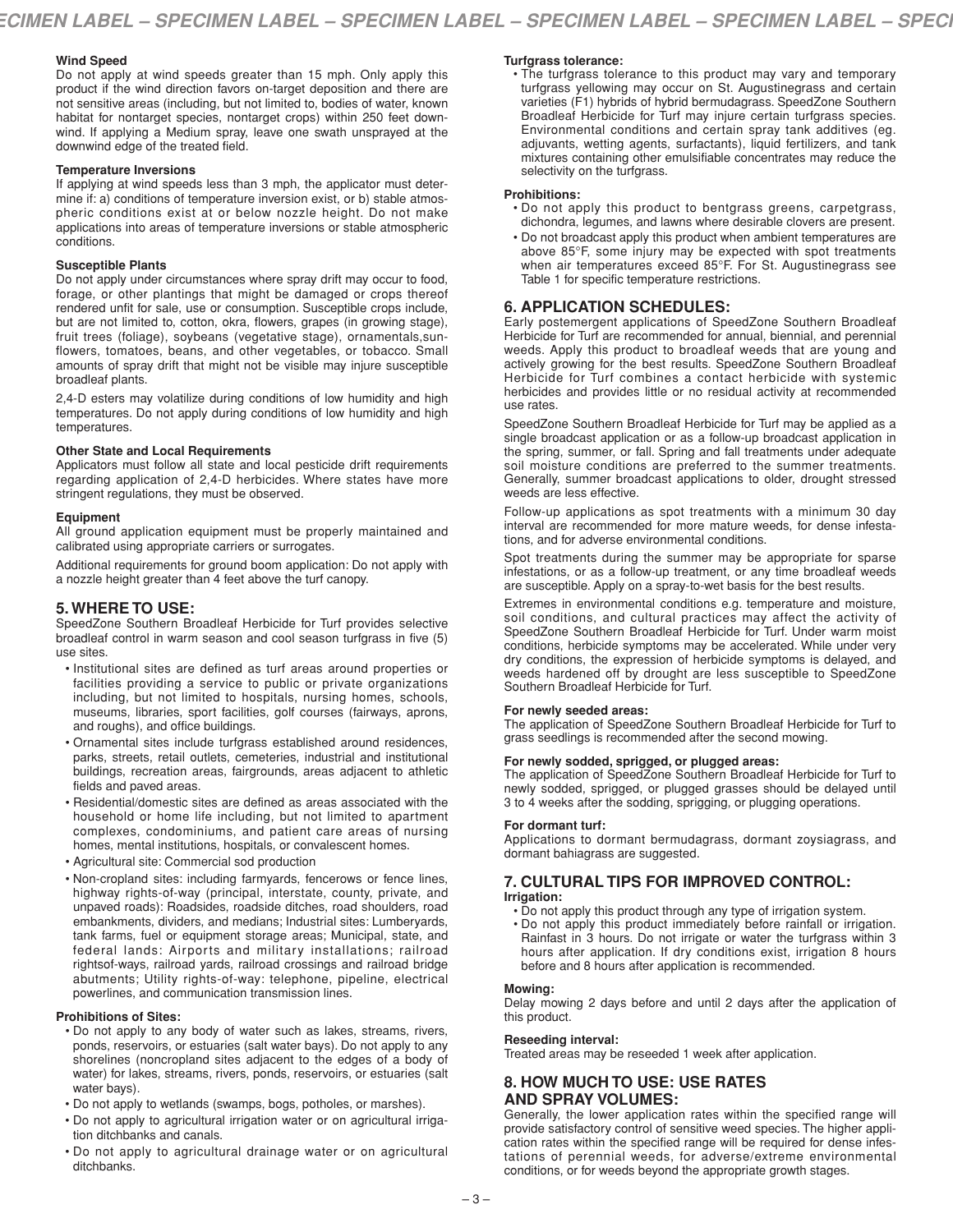**Wind Speed**

Do not apply at wind speeds greater than 15 mph. Only apply this product if the wind direction favors on-target deposition and there are not sensitive areas (including, but not limited to, bodies of water, known habitat for nontarget species, nontarget crops) within 250 feet downwind. If applying a Medium spray, leave one swath unsprayed at the downwind edge of the treated field.

**Temperature Inversions**

If applying at wind speeds less than 3 mph, the applicator must determine if: a) conditions of temperature inversion exist, or b) stable atmospheric conditions exist at or below nozzle height. Do not make applications into areas of temperature inversions or stable atmospheric conditions.

**Susceptible Plants**

Do not apply under circumstances where spray drift may occur to food, forage, or other plantings that might be damaged or crops thereof rendered unfit for sale, use or consumption. Susceptible crops include, but are not limited to, cotton, okra, flowers, grapes (in growing stage), fruit trees (foliage), soybeans (vegetative stage), ornamentals,sunflowers, tomatoes, beans, and other vegetables, or tobacco. Small amounts of spray drift that might not be visible may injure susceptible broadleaf plants.

2,4-D esters may volatilize during conditions of low humidity and high temperatures. Do not apply during conditions of low humidity and high temperatures.

**Other State and Local Requirements**

Applicators must follow all state and local pesticide drift requirements regarding application of 2,4-D herbicides. Where states have more stringent regulations, they must be observed.

**Equipment**

All ground application equipment must be properly maintained and calibrated using appropriate carriers or surrogates.

Additional requirements for ground boom application: Do not apply with a nozzle height greater than 4 feet above the turf canopy.

## 5. WHERE TO USE:

SpeedZone Southern Broadleaf Herbicide for Turf provides selective broadleaf control in warm season and cool season turfgrass in five (5) use sites.

- Institutional sites are defined as turf areas around properties or facilities providing a service to public or private organizations including, but not limited to, hospitals, nursing homes, schools, museums, libraries, sport facilities, golf courses (fairways, aprons, and roughs), and office buildings.
- Ornamental sites include turfgrass established around residences, parks, streets, retail outlets, cemeteries, industrial and institutional buildings, recreation areas, fairgrounds, areas adjacent to athletic fields and paved areas.
- Residential/domestic sites are defined as areas associated with the household or home life including, but not limited to apartment complexes, condominiums, and patient care areas of nursing homes, mental institutions, hospitals, or convalescent homes.
- Agricultural site: Commercial sod production
- Non-cropland sites: including farmyards, fencerows or fence lines, highway rights-of-way (principal, interstate, county, private, and unpaved roads): Roadsides, roadside ditches, road shoulders, road embankments, dividers, and medians; Industrial sites: Lumberyards, tank farms, fuel or equipment storage areas; Municipal, state, and federal lands: Airports and military installations; railroad rightsof-ways, railroad yards, railroad crossings and railroad bridge abutments; Utility rights-of-way: telephone, pipeline, electrical powerlines, and communication transmission lines.

**Prohibitions of Sites:**

- Do not apply to any body of water such as lakes, streams, rivers, ponds, reservoirs, or estuaries (salt water bays). Do not apply to any shorelines (noncropland sites adjacent to the edges of a body of water) for lakes, streams, rivers, ponds, reservoirs, or estuaries (salt water bays).
- Do not apply to wetlands (swamps, bogs, potholes, or marshes).
- Do not apply to agricultural irrigation water or on agricultural irrigation ditchbanks and canals.
- Do not apply to agricultural drainage water or on agricultural ditchbanks.

**Turfgrass tolerance:**

- The turfgrass tolerance to this product may vary and temporary turfgrass yellowing may occur on St. Augustinegrass and certain varieties (F1) hybrids of hybrid bermudagrass. SpeedZone Southern Broadleaf Herbicide for Turf may injure certain turfgrass species. Environmental conditions and certain spray tank additives (eg. adjuvants, wetting agents, surfactants), liquid fertilizers, and tank mixtures containing other emulsifiable concentrates may reduce the selectivity on the turfgrass.

**Prohibitions:**

- Do not apply this product to bentgrass greens, carpetgrass, dichondra, legumes, and lawns where desirable clovers are present.
- Do not broadcast apply this product when ambient temperatures are above 85°F, some injury may be expected with spot treatments when air temperatures exceed 85°F. For St. Augustinegrass see Table 1 for specific temperature restrictions.

## 6. APPLICATION SCHEDULES:

Early postemergent applications of SpeedZone Southern Broadleaf Herbicide for Turf are recommended for annual, biennial, and perennial weeds. Apply this product to broadleaf weeds that are young and actively growing for the best results. SpeedZone Southern Broadleaf Herbicide for Turf combines a contact herbicide with systemic herbicides and provides little or no residual activity at recommended use rates.

SpeedZone Southern Broadleaf Herbicide for Turf may be applied as a single broadcast application or as a follow-up broadcast application in the spring, summer, or fall. Spring and fall treatments under adequate soil moisture conditions are preferred to the summer treatments. Generally, summer broadcast applications to older, drought stressed weeds are less effective.

Follow-up applications as spot treatments with a minimum 30 day interval are recommended for more mature weeds, for dense infestations, and for adverse environmental conditions.

Spot treatments during the summer may be appropriate for sparse infestations, or as a follow-up treatment, or any time broadleaf weeds are susceptible. Apply on a spray-to-wet basis for the best results.

Extremes in environmental conditions e.g. temperature and moisture, soil conditions, and cultural practices may affect the activity of SpeedZone Southern Broadleaf Herbicide for Turf. Under warm moist conditions, herbicide symptoms may be accelerated. While under very dry conditions, the expression of herbicide symptoms is delayed, and weeds hardened off by drought are less susceptible to SpeedZone Southern Broadleaf Herbicide for Turf.

**For newly seeded areas:**

The application of SpeedZone Southern Broadleaf Herbicide for Turf to grass seedlings is recommended after the second mowing.

**For newly sodded, sprigged, or plugged areas:**

The application of SpeedZone Southern Broadleaf Herbicide for Turf to newly sodded, sprigged, or plugged grasses should be delayed until 3 to 4 weeks after the sodding, sprigging, or plugging operations.

**For dormant turf:**

Applications to dormant bermudagrass, dormant zoysiagrass, and dormant bahiagrass are suggested.

## 7. CULTURAL TIPS FOR IMPROVED CONTROL:

**Irrigation:**

- Do not apply this product through any type of irrigation system.
- Do not apply this product immediately before rainfall or irrigation. Rainfast in 3 hours. Do not irrigate or water the turfgrass within 3 hours after application. If dry conditions exist, irrigation 8 hours before and 8 hours after application is recommended.

**Mowing:**

Delay mowing 2 days before and until 2 days after the application of this product.

**Reseeding interval:**

Treated areas may be reseeded 1 week after application.

## 8. HOW MUCH TO USE: USE RATES AND SPRAY VOLUMES:

Generally, the lower application rates within the specified range will provide satisfactory control of sensitive weed species. The higher application rates within the specified range will be required for dense infestations of perennial weeds, for adverse/extreme environmental conditions, or for weeds beyond the appropriate growth stages.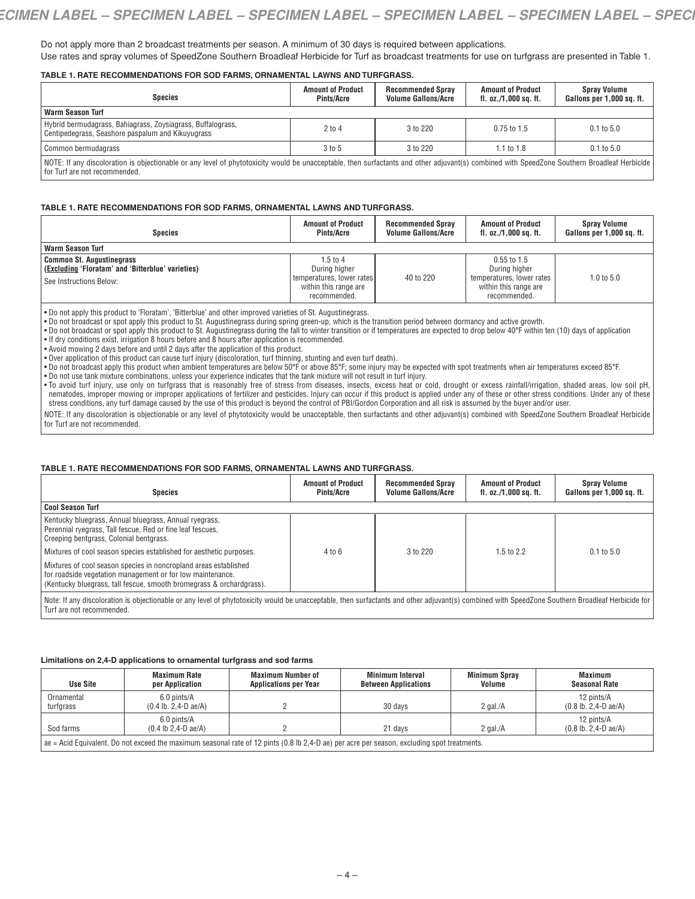Do not apply more than 2 broadcast treatments per season. A minimum of 30 days is required between applications.

Use rates and spray volumes of SpeedZone Southern Broadleaf Herbicide for Turf as broadcast treatments for use on turfgrass are presented in Table 1.

**TABLE 1. RATE RECOMMENDATIONS FOR SOD FARMS, ORNAMENTAL LAWNS AND TURFGRASS.**

| Species | Amount of Product Pints/Acre | Recommended Spray Volume Gallons/Acre | Amount of Product fl. oz./1,000 sq. ft. | Spray Volume Gallons per 1,000 sq. ft. |
|---|---|---|---|---|
| **Warm Season Turf** | | | | |
| Hybrid bermudagrass, Bahiagrass, Zoysiagrass, Buffalograss, Centipedegrass, Seashore paspalum and Kikuyugrass | 2 to 4 | 3 to 220 | 0.75 to 1.5 | 0.1 to 5.0 |
| Common bermudagrass | 3 to 5 | 3 to 220 | 1.1 to 1.8 | 0.1 to 5.0 |
| NOTE: If any discoloration is objectionable or any level of phytotoxicity would be unacceptable, then surfactants and other adjuvant(s) combined with SpeedZone Southern Broadleaf Herbicide for Turf are not recommended. | | | | |

**TABLE 1. RATE RECOMMENDATIONS FOR SOD FARMS, ORNAMENTAL LAWNS AND TURFGRASS.**

| Species | Amount of Product Pints/Acre | Recommended Spray Volume Gallons/Acre | Amount of Product fl. oz./1,000 sq. ft. | Spray Volume Gallons per 1,000 sq. ft. |
|---|---|---|---|---|
| **Warm Season Turf** | | | | |
| **Common St. Augustinegrass** **(Excluding 'Floratam' and 'Bitterblue' varieties)** See Instructions Below: | 1.5 to 4 During higher temperatures, lower rates within this range are recommended. | 40 to 220 | 0.55 to 1.5 During higher temperatures, lower rates within this range are recommended. | 1.0 to 5.0 |

- Do not apply this product to 'Floratam', 'Bitterblue' and other improved varieties of St. Augustinegrass.
- Do not broadcast or spot apply this product to St. Augustinegrass during spring green-up, which is the transition period between dormancy and active growth.
- Do not broadcast or spot apply this product to St. Augustinegrass during the fall to winter transition or if temperatures are expected to drop below 40°F within ten (10) days of application
- If dry conditions exist, irrigation 8 hours before and 8 hours after application is recommended.
- Avoid mowing 2 days before and until 2 days after the application of this product.
- Over application of this product can cause turf injury (discoloration, turf thinning, stunting and even turf death).
- Do not broadcast apply this product when ambient temperatures are below 50°F or above 85°F; some injury may be expected with spot treatments when air temperatures exceed 85°F.
- Do not use tank mixture combinations, unless your experience indicates that the tank mixture will not result in turf injury.
- To avoid turf injury, use only on turfgrass that is reasonably free of stress from diseases, insects, excess heat or cold, drought or excess rainfall/irrigation, shaded areas, low soil pH, nematodes, improper mowing or improper applications of fertilizer and pesticides. Injury can occur if this product is applied under any of these or other stress conditions. Under any of these stress conditions, any turf damage caused by the use of this product is beyond the control of PBI/Gordon Corporation and all risk is assumed by the buyer and/or user.

NOTE: If any discoloration is objectionable or any level of phytotoxicity would be unacceptable, then surfactants and other adjuvant(s) combined with SpeedZone Southern Broadleaf Herbicide for Turf are not recommended.

**TABLE 1. RATE RECOMMENDATIONS FOR SOD FARMS, ORNAMENTAL LAWNS AND TURFGRASS.**

| Species | Amount of Product Pints/Acre | Recommended Spray Volume Gallons/Acre | Amount of Product fl. oz./1,000 sq. ft. | Spray Volume Gallons per 1,000 sq. ft. |
|---|---|---|---|---|
| **Cool Season Turf** | | | | |
| Kentucky bluegrass, Annual bluegrass, Annual ryegrass, Perennial ryegrass, Tall fescue, Red or fine leaf fescues, Creeping bentgrass, Colonial bentgrass. Mixtures of cool season species established for aesthetic purposes. Mixtures of cool season species in noncropland areas established for roadside vegetation management or for low maintenance. (Kentucky bluegrass, tall fescue, smooth bromegrass & orchardgrass). | 4 to 6 | 3 to 220 | 1.5 to 2.2 | 0.1 to 5.0 |
| Note: If any discoloration is objectionable or any level of phytotoxicity would be unacceptable, then surfactants and other adjuvant(s) combined with SpeedZone Southern Broadleaf Herbicide for Turf are not recommended. | | | | |

**Limitations on 2,4-D applications to ornamental turfgrass and sod farms**

| Use Site | Maximum Rate per Application | Maximum Number of Applications per Year | Minimum Interval Between Applications | Minimum Spray Volume | Maximum Seasonal Rate |
|---|---|---|---|---|---|
| Ornamental turfgrass | 6.0 pints/A (0.4 lb. 2,4-D ae/A) | 2 | 30 days | 2 gal./A | 12 pints/A (0.8 lb. 2,4-D ae/A) |
| Sod farms | 6.0 pints/A (0.4 lb 2,4-D ae/A) | 2 | 21 days | 2 gal./A | 12 pints/A (0.8 lb. 2,4-D ae/A) |
| ae = Acid Equivalent. Do not exceed the maximum seasonal rate of 12 pints (0.8 lb 2,4-D ae) per acre per season, excluding spot treatments. | | | | | |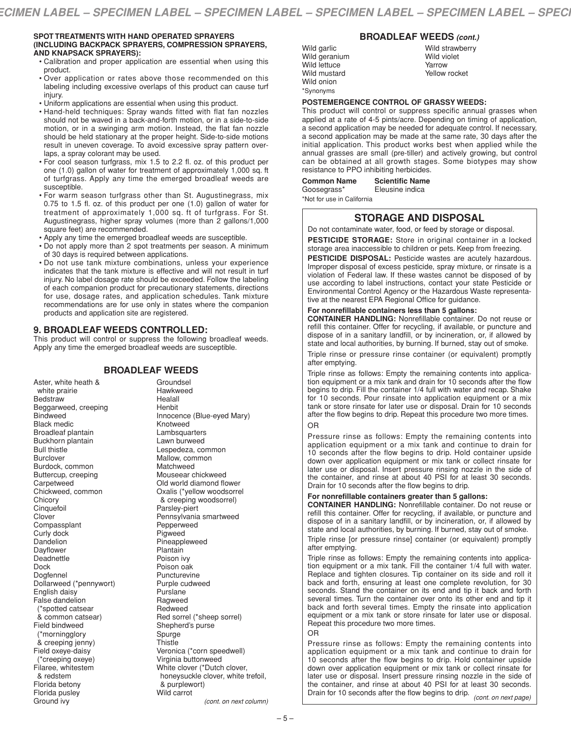**SPOT TREATMENTS WITH HAND OPERATED SPRAYERS (INCLUDING BACKPACK SPRAYERS, COMPRESSION SPRAYERS, AND KNAPSACK SPRAYERS):**

- Calibration and proper application are essential when using this product.
- Over application or rates above those recommended on this labeling including excessive overlaps of this product can cause turf injury.
- Uniform applications are essential when using this product.
- Hand-held techniques: Spray wands fitted with flat fan nozzles should not be waved in a back-and-forth motion, or in a side-to-side motion, or in a swinging arm motion. Instead, the flat fan nozzle should be held stationary at the proper height. Side-to-side motions result in uneven coverage. To avoid excessive spray pattern overlaps, a spray colorant may be used.
- For cool season turfgrass, mix 1.5 to 2.2 fl. oz. of this product per one (1.0) gallon of water for treatment of approximately 1,000 sq. ft of turfgrass. Apply any time the emerged broadleaf weeds are susceptible.
- For warm season turfgrass other than St. Augustinegrass, mix 0.75 to 1.5 fl. oz. of this product per one (1.0) gallon of water for treatment of approximately 1,000 sq. ft of turfgrass. For St. Augustinegrass, higher spray volumes (more than 2 gallons/1,000 square feet) are recommended.
- Apply any time the emerged broadleaf weeds are susceptible.
- Do not apply more than 2 spot treatments per season. A minimum of 30 days is required between applications.
- Do not use tank mixture combinations, unless your experience indicates that the tank mixture is effective and will not result in turf injury. No label dosage rate should be exceeded. Follow the labeling of each companion product for precautionary statements, directions for use, dosage rates, and application schedules. Tank mixture recommendations are for use only in states where the companion products and application site are registered.

## 9. BROADLEAF WEEDS CONTROLLED:

This product will control or suppress the following broadleaf weeds. Apply any time the emerged broadleaf weeds are susceptible.

### BROADLEAF WEEDS

Aster, white heath & white prairie
Bedstraw
Beggarweed, creeping
Bindweed
Black medic
Broadleaf plantain
Buckhorn plantain
Bull thistle
Burclover
Burdock, common
Buttercup, creeping
Carpetweed
Chickweed, common
Chicory
Cinquefoil
Clover
Compassplant
Curly dock
Dandelion
Dayflower
Deadnettle
Dock
Dogfennel
Dollarweed (*pennywort)
English daisy
False dandelion (*spotted catsear & common catsear)
Field bindweed (*morningglory & creeping jenny)
Field oxeye-daisy (*creeping oxeye)
Filaree, whitestem & redstem
Florida betony
Florida pusley
Ground ivy
Groundsel
Hawkweed
Healall
Henbit
Innocence (Blue-eyed Mary)
Knotweed
Lambsquarters
Lawn burweed
Lespedeza, common
Mallow, common
Matchweed
Mouseear chickweed
Old world diamond flower
Oxalis (*yellow woodsorrel & creeping woodsorrel)
Parsley-piert
Pennsylvania smartweed
Pepperweed
Pigweed
Pineappleweed
Plantain
Poison ivy
Poison oak
Puncturevine
Purple cudweed
Purslane
Ragweed
Redweed
Red sorrel (*sheep sorrel)
Shepherd's purse
Spurge
Thistle
Veronica (*corn speedwell)
Virginia buttonweed
White clover (*Dutch clover, honeysuckle clover, white trefoil, & purplewort)
Wild carrot

*(cont. on next column)*

### BROADLEAF WEEDS *(cont.)*

Wild garlic
Wild geranium
Wild lettuce
Wild mustard
Wild onion
Wild strawberry
Wild violet
Yarrow
Yellow rocket

*Synonyms

**POSTEMERGENCE CONTROL OF GRASSY WEEDS:**

This product will control or suppress specific annual grasses when applied at a rate of 4-5 pints/acre. Depending on timing of application, a second application may be needed for adequate control. If necessary, a second application may be made at the same rate, 30 days after the initial application. This product works best when applied while the annual grasses are small (pre-tiller) and actively growing, but control can be obtained at all growth stages. Some biotypes may show resistance to PPO inhibiting herbicides.

| Common Name | Scientific Name |
|---|---|
| Goosegrass* | Eleusine indica |

*Not for use in California

## STORAGE AND DISPOSAL

Do not contaminate water, food, or feed by storage or disposal.

**PESTICIDE STORAGE:** Store in original container in a locked storage area inaccessible to children or pets. Keep from freezing.

**PESTICIDE DISPOSAL:** Pesticide wastes are acutely hazardous. Improper disposal of excess pesticide, spray mixture, or rinsate is a violation of Federal law. If these wastes cannot be disposed of by use according to label instructions, contact your state Pesticide or Environmental Control Agency or the Hazardous Waste representative at the nearest EPA Regional Office for guidance.

**For nonrefillable containers less than 5 gallons:**

**CONTAINER HANDLING:** Nonrefillable container. Do not reuse or refill this container. Offer for recycling, if available, or puncture and dispose of in a sanitary landfill, or by incineration, or, if allowed by state and local authorities, by burning. If burned, stay out of smoke.

Triple rinse or pressure rinse container (or equivalent) promptly after emptying.

Triple rinse as follows: Empty the remaining contents into application equipment or a mix tank and drain for 10 seconds after the flow begins to drip. Fill the container 1/4 full with water and recap. Shake for 10 seconds. Pour rinsate into application equipment or a mix tank or store rinsate for later use or disposal. Drain for 10 seconds after the flow begins to drip. Repeat this procedure two more times.

OR

Pressure rinse as follows: Empty the remaining contents into application equipment or a mix tank and continue to drain for 10 seconds after the flow begins to drip. Hold container upside down over application equipment or mix tank or collect rinsate for later use or disposal. Insert pressure rinsing nozzle in the side of the container, and rinse at about 40 PSI for at least 30 seconds. Drain for 10 seconds after the flow begins to drip.

**For nonrefillable containers greater than 5 gallons:**

**CONTAINER HANDLING:** Nonrefillable container. Do not reuse or refill this container. Offer for recycling, if available, or puncture and dispose of in a sanitary landfill, or by incineration, or, if allowed by state and local authorities, by burning. If burned, stay out of smoke.

Triple rinse [or pressure rinse] container (or equivalent) promptly after emptying.

Triple rinse as follows: Empty the remaining contents into application equipment or a mix tank. Fill the container 1/4 full with water. Replace and tighten closures. Tip container on its side and roll it back and forth, ensuring at least one complete revolution, for 30 seconds. Stand the container on its end and tip it back and forth several times. Turn the container over onto its other end and tip it back and forth several times. Empty the rinsate into application equipment or a mix tank or store rinsate for later use or disposal. Repeat this procedure two more times.

OR

Pressure rinse as follows: Empty the remaining contents into application equipment or a mix tank and continue to drain for 10 seconds after the flow begins to drip. Hold container upside down over application equipment or mix tank or collect rinsate for later use or disposal. Insert pressure rinsing nozzle in the side of the container, and rinse at about 40 PSI for at least 30 seconds. Drain for 10 seconds after the flow begins to drip. *(cont. on next page)*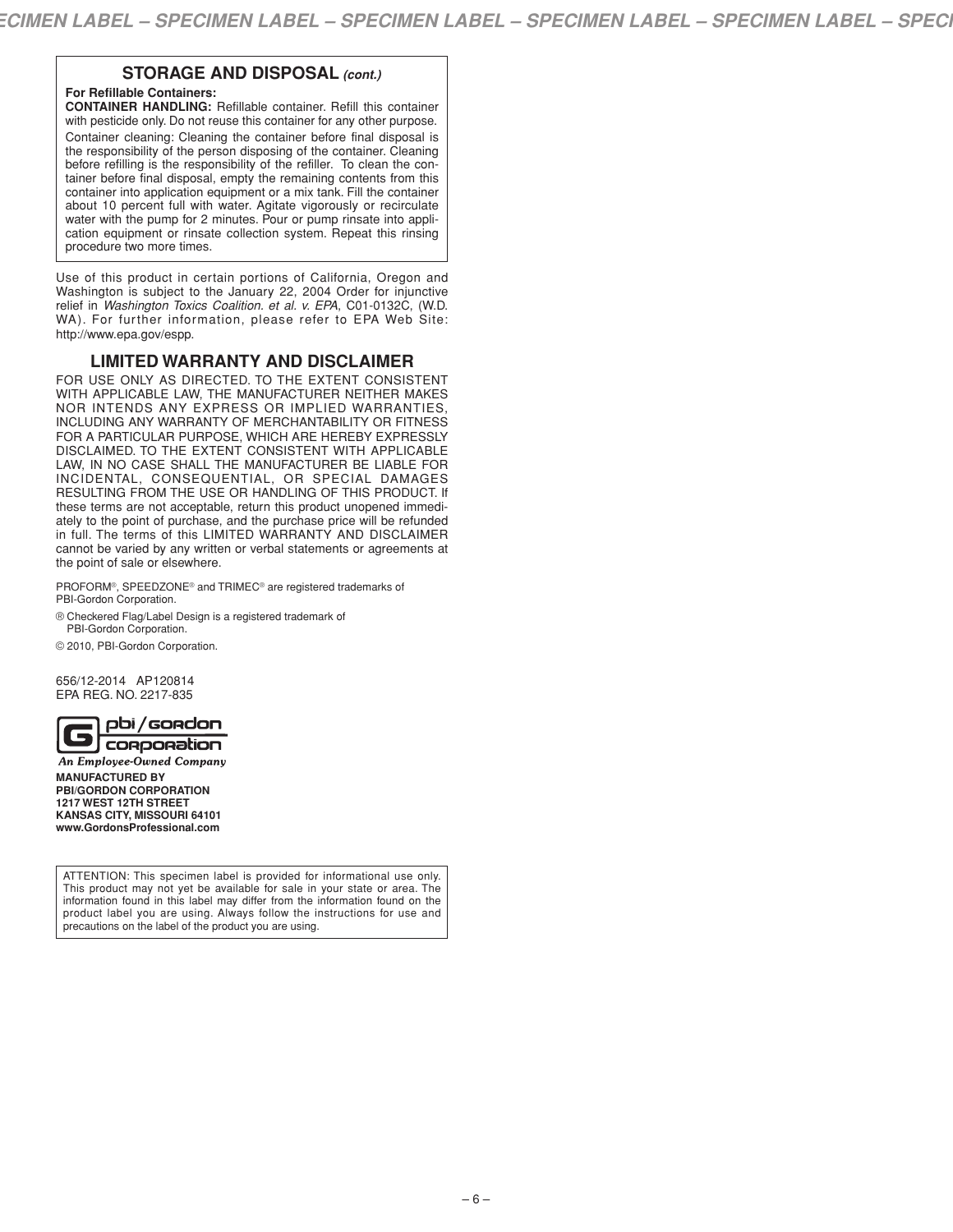## STORAGE AND DISPOSAL *(cont.)*

**For Refillable Containers:**

**CONTAINER HANDLING:** Refillable container. Refill this container with pesticide only. Do not reuse this container for any other purpose.

Container cleaning: Cleaning the container before final disposal is the responsibility of the person disposing of the container. Cleaning before refilling is the responsibility of the refiller. To clean the container before final disposal, empty the remaining contents from this container into application equipment or a mix tank. Fill the container about 10 percent full with water. Agitate vigorously or recirculate water with the pump for 2 minutes. Pour or pump rinsate into application equipment or rinsate collection system. Repeat this rinsing procedure two more times.

Use of this product in certain portions of California, Oregon and Washington is subject to the January 22, 2004 Order for injunctive relief in *Washington Toxics Coalition. et al. v. EPA*, C01-0132C, (W.D. WA). For further information, please refer to EPA Web Site: http://www.epa.gov/espp.

## LIMITED WARRANTY AND DISCLAIMER

FOR USE ONLY AS DIRECTED. TO THE EXTENT CONSISTENT WITH APPLICABLE LAW, THE MANUFACTURER NEITHER MAKES NOR INTENDS ANY EXPRESS OR IMPLIED WARRANTIES, INCLUDING ANY WARRANTY OF MERCHANTABILITY OR FITNESS FOR A PARTICULAR PURPOSE, WHICH ARE HEREBY EXPRESSLY DISCLAIMED. TO THE EXTENT CONSISTENT WITH APPLICABLE LAW, IN NO CASE SHALL THE MANUFACTURER BE LIABLE FOR INCIDENTAL, CONSEQUENTIAL, OR SPECIAL DAMAGES RESULTING FROM THE USE OR HANDLING OF THIS PRODUCT. If these terms are not acceptable, return this product unopened immediately to the point of purchase, and the purchase price will be refunded in full. The terms of this LIMITED WARRANTY AND DISCLAIMER cannot be varied by any written or verbal statements or agreements at the point of sale or elsewhere.

PROFORM®, SPEEDZONE® and TRIMEC® are registered trademarks of PBI-Gordon Corporation.

® Checkered Flag/Label Design is a registered trademark of PBI-Gordon Corporation.

© 2010, PBI-Gordon Corporation.

656/12-2014 AP120814
EPA REG. NO. 2217-835

pbi/gordon corporation
*An Employee-Owned Company*

**MANUFACTURED BY**
**PBI/GORDON CORPORATION**
**1217 WEST 12TH STREET**
**KANSAS CITY, MISSOURI 64101**
**www.GordonsProfessional.com**

ATTENTION: This specimen label is provided for informational use only. This product may not yet be available for sale in your state or area. The information found in this label may differ from the information found on the product label you are using. Always follow the instructions for use and precautions on the label of the product you are using.